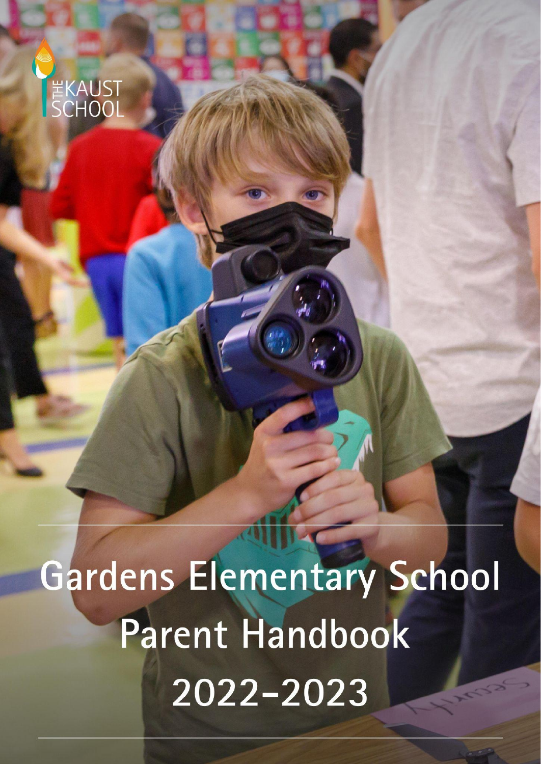THE KAUST SCHOOL

# Gardens Elementary School Parent Handbook 2022-2023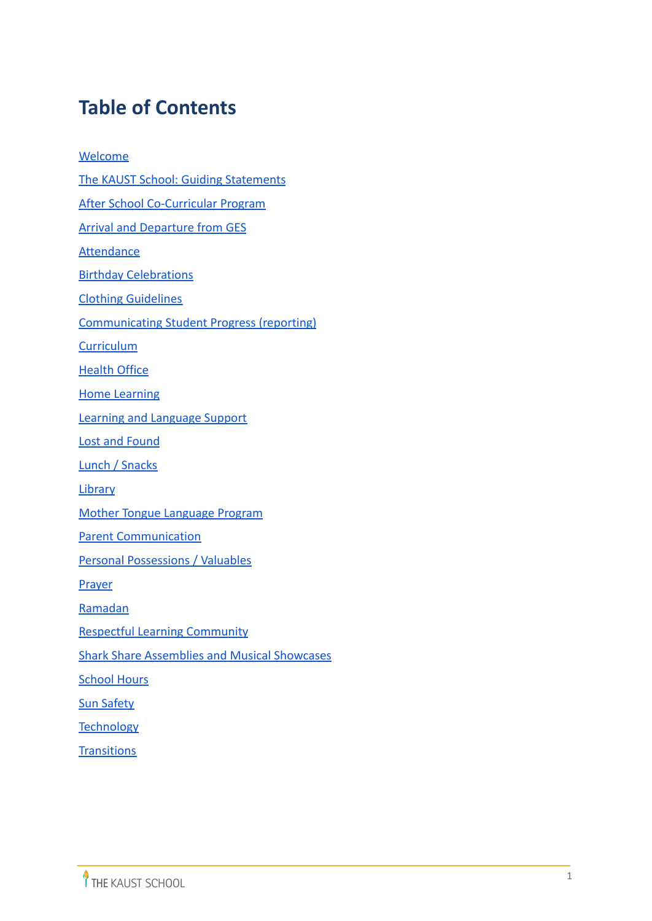# Table of Contents

Welcome

The KAUST School: Guiding Statements

After School Co-Curricular Program

Arrival and Departure from GES

Attendance

Birthday Celebrations

Clothing Guidelines

Communicating Student Progress (reporting)

Curriculum

Health Office

Home Learning

Learning and Language Support

Lost and Found

Lunch / Snacks

Library

Mother Tongue Language Program

Parent Communication

Personal Possessions / Valuables

Prayer

Ramadan

Respectful Learning Community

Shark Share Assemblies and Musical Showcases

School Hours

Sun Safety

Technology

Transitions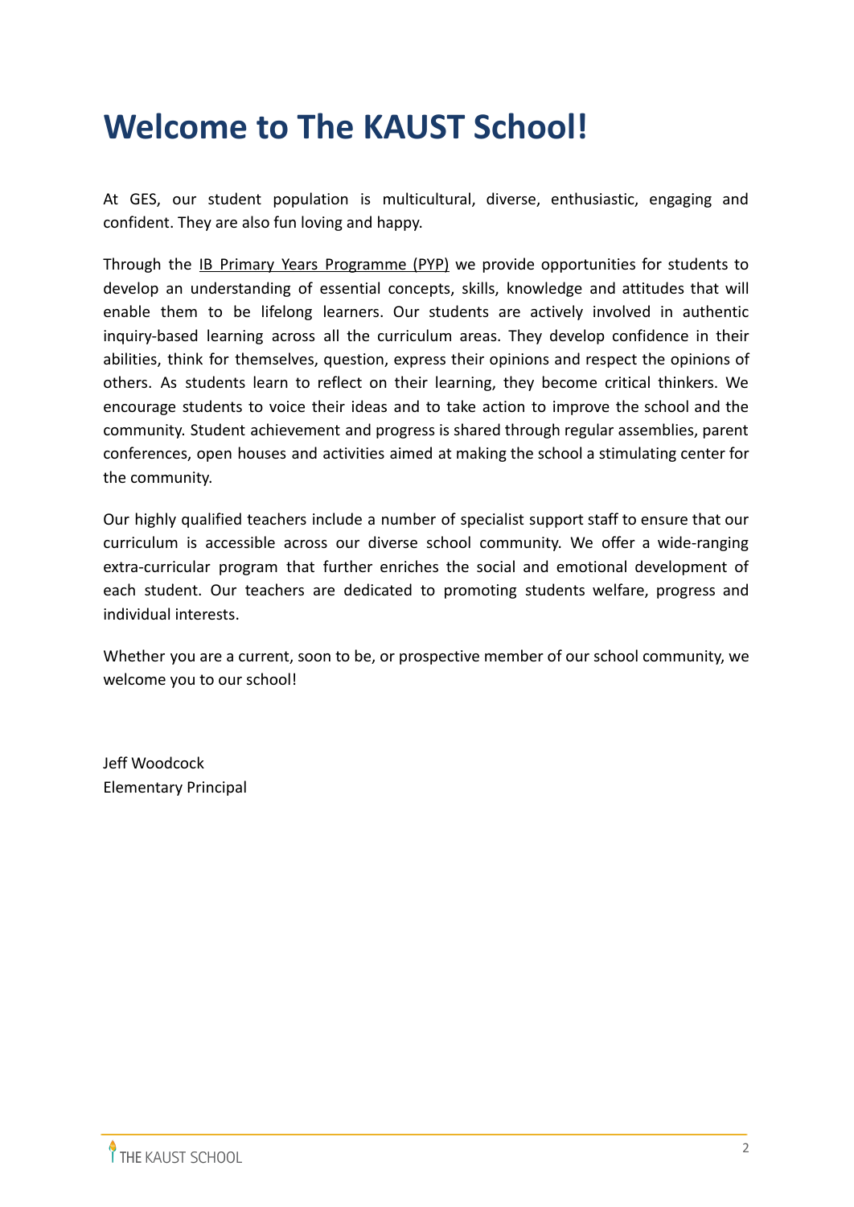# Welcome to The KAUST School!

At GES, our student population is multicultural, diverse, enthusiastic, engaging and confident. They are also fun loving and happy.

Through the IB Primary Years Programme (PYP) we provide opportunities for students to develop an understanding of essential concepts, skills, knowledge and attitudes that will enable them to be lifelong learners. Our students are actively involved in authentic inquiry-based learning across all the curriculum areas. They develop confidence in their abilities, think for themselves, question, express their opinions and respect the opinions of others. As students learn to reflect on their learning, they become critical thinkers. We encourage students to voice their ideas and to take action to improve the school and the community. Student achievement and progress is shared through regular assemblies, parent conferences, open houses and activities aimed at making the school a stimulating center for the community.

Our highly qualified teachers include a number of specialist support staff to ensure that our curriculum is accessible across our diverse school community. We offer a wide-ranging extra-curricular program that further enriches the social and emotional development of each student. Our teachers are dedicated to promoting students welfare, progress and individual interests.

Whether you are a current, soon to be, or prospective member of our school community, we welcome you to our school!

Jeff Woodcock
Elementary Principal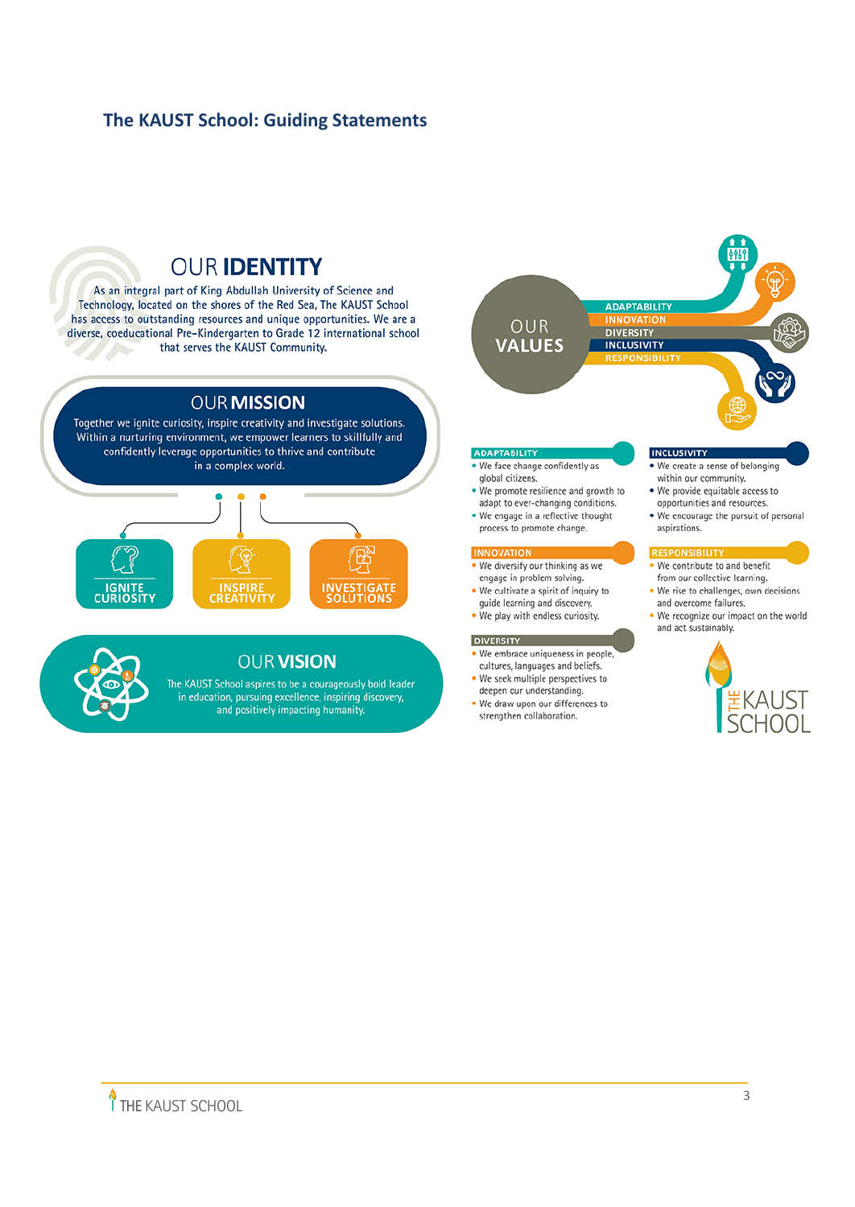# The KAUST School: Guiding Statements

## OUR IDENTITY

As an integral part of King Abdullah University of Science and Technology, located on the shores of the Red Sea, The KAUST School has access to outstanding resources and unique opportunities. We are a diverse, coeducational Pre-Kindergarten to Grade 12 international school that serves the KAUST Community.

## OUR MISSION

Together we ignite curiosity, inspire creativity and investigate solutions. Within a nurturing environment, we empower learners to skillfully and confidently leverage opportunities to thrive and contribute in a complex world.

- IGNITE CURIOSITY
- INSPIRE CREATIVITY
- INVESTIGATE SOLUTIONS

## OUR VISION

The KAUST School aspires to be a courageously bold leader in education, pursuing excellence, inspiring discovery, and positively impacting humanity.

## OUR VALUES

ADAPTABILITY, INNOVATION, DIVERSITY, INCLUSIVITY, RESPONSIBILITY

### ADAPTABILITY

- We face change confidently as global citizens.
- We promote resilience and growth to adapt to ever-changing conditions.
- We engage in a reflective thought process to promote change.

### INNOVATION

- We diversify our thinking as we engage in problem solving.
- We cultivate a spirit of inquiry to guide learning and discovery.
- We play with endless curiosity.

### DIVERSITY

- We embrace uniqueness in people, cultures, languages and beliefs.
- We seek multiple perspectives to deepen our understanding.
- We draw upon our differences to strengthen collaboration.

### INCLUSIVITY

- We create a sense of belonging within our community.
- We provide equitable access to opportunities and resources.
- We encourage the pursuit of personal aspirations.

### RESPONSIBILITY

- We contribute to and benefit from our collective learning.
- We rise to challenges, own decisions and overcome failures.
- We recognize our impact on the world and act sustainably.

THE KAUST SCHOOL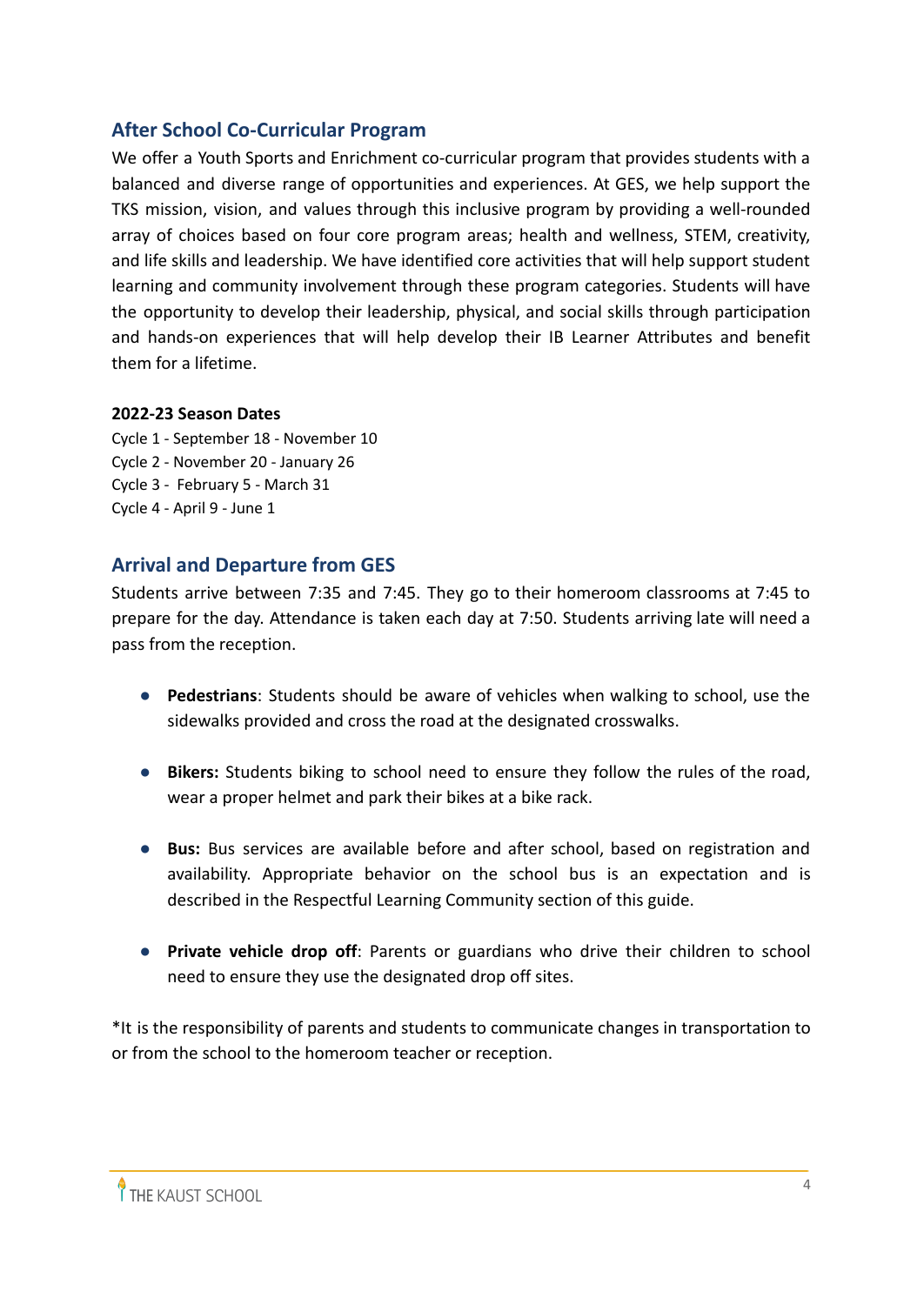## After School Co-Curricular Program

We offer a Youth Sports and Enrichment co-curricular program that provides students with a balanced and diverse range of opportunities and experiences. At GES, we help support the TKS mission, vision, and values through this inclusive program by providing a well-rounded array of choices based on four core program areas; health and wellness, STEM, creativity, and life skills and leadership. We have identified core activities that will help support student learning and community involvement through these program categories. Students will have the opportunity to develop their leadership, physical, and social skills through participation and hands-on experiences that will help develop their IB Learner Attributes and benefit them for a lifetime.

**2022-23 Season Dates**

Cycle 1 - September 18 - November 10
Cycle 2 - November 20 - January 26
Cycle 3 - February 5 - March 31
Cycle 4 - April 9 - June 1

## Arrival and Departure from GES

Students arrive between 7:35 and 7:45. They go to their homeroom classrooms at 7:45 to prepare for the day. Attendance is taken each day at 7:50. Students arriving late will need a pass from the reception.

- **Pedestrians**: Students should be aware of vehicles when walking to school, use the sidewalks provided and cross the road at the designated crosswalks.
- **Bikers:** Students biking to school need to ensure they follow the rules of the road, wear a proper helmet and park their bikes at a bike rack.
- **Bus:** Bus services are available before and after school, based on registration and availability. Appropriate behavior on the school bus is an expectation and is described in the Respectful Learning Community section of this guide.
- **Private vehicle drop off**: Parents or guardians who drive their children to school need to ensure they use the designated drop off sites.

*It is the responsibility of parents and students to communicate changes in transportation to or from the school to the homeroom teacher or reception.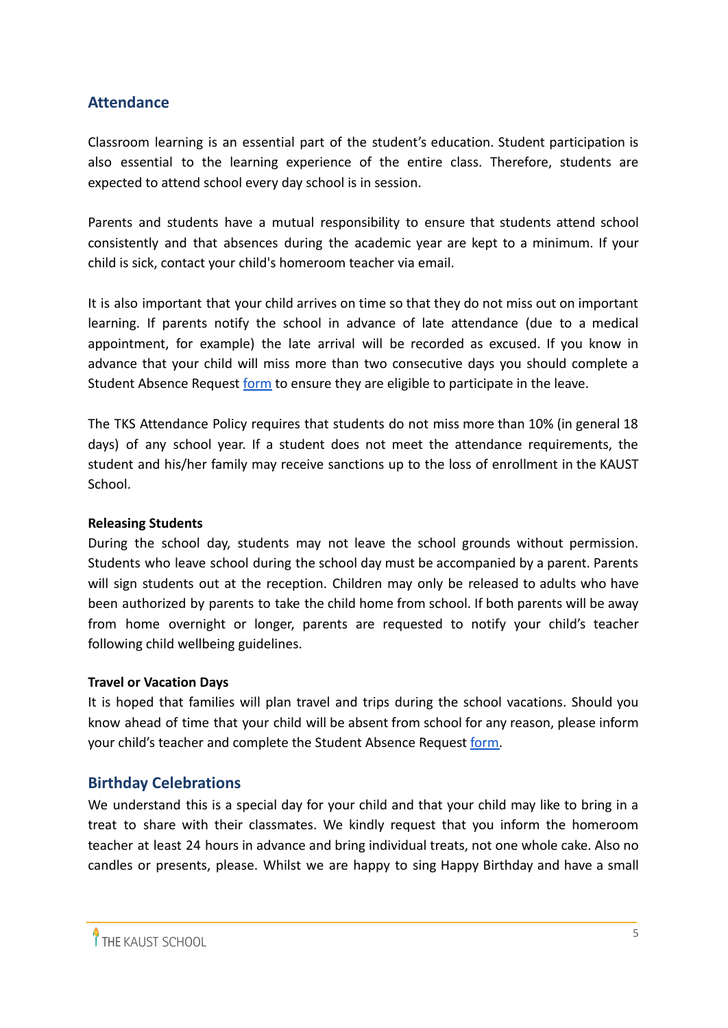## Attendance

Classroom learning is an essential part of the student's education. Student participation is also essential to the learning experience of the entire class. Therefore, students are expected to attend school every day school is in session.

Parents and students have a mutual responsibility to ensure that students attend school consistently and that absences during the academic year are kept to a minimum. If your child is sick, contact your child's homeroom teacher via email.

It is also important that your child arrives on time so that they do not miss out on important learning. If parents notify the school in advance of late attendance (due to a medical appointment, for example) the late arrival will be recorded as excused. If you know in advance that your child will miss more than two consecutive days you should complete a Student Absence Request form to ensure they are eligible to participate in the leave.

The TKS Attendance Policy requires that students do not miss more than 10% (in general 18 days) of any school year. If a student does not meet the attendance requirements, the student and his/her family may receive sanctions up to the loss of enrollment in the KAUST School.

**Releasing Students**

During the school day, students may not leave the school grounds without permission. Students who leave school during the school day must be accompanied by a parent. Parents will sign students out at the reception. Children may only be released to adults who have been authorized by parents to take the child home from school. If both parents will be away from home overnight or longer, parents are requested to notify your child's teacher following child wellbeing guidelines.

**Travel or Vacation Days**

It is hoped that families will plan travel and trips during the school vacations. Should you know ahead of time that your child will be absent from school for any reason, please inform your child's teacher and complete the Student Absence Request form.

## Birthday Celebrations

We understand this is a special day for your child and that your child may like to bring in a treat to share with their classmates. We kindly request that you inform the homeroom teacher at least 24 hours in advance and bring individual treats, not one whole cake. Also no candles or presents, please. Whilst we are happy to sing Happy Birthday and have a small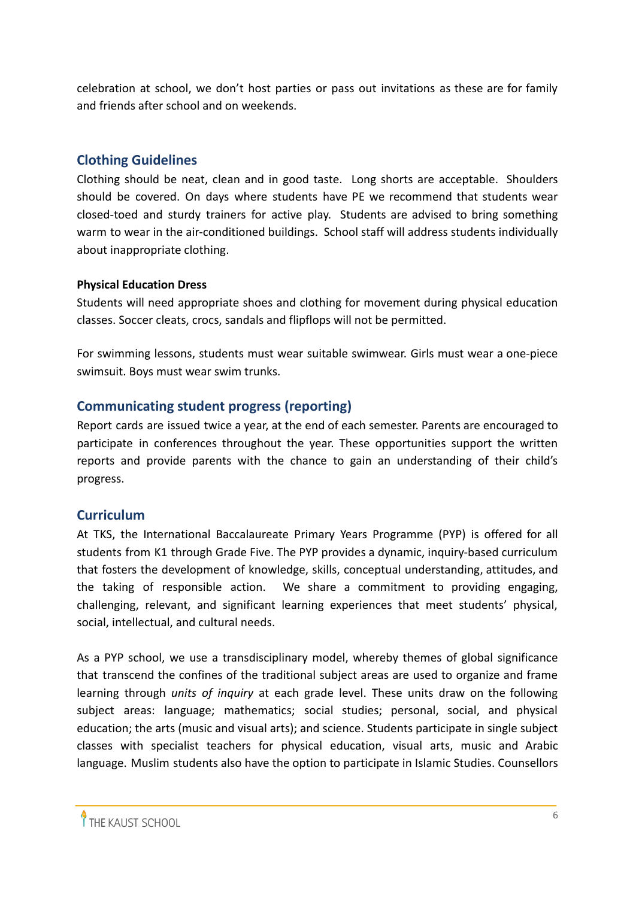celebration at school, we don't host parties or pass out invitations as these are for family and friends after school and on weekends.

## Clothing Guidelines

Clothing should be neat, clean and in good taste. Long shorts are acceptable. Shoulders should be covered. On days where students have PE we recommend that students wear closed-toed and sturdy trainers for active play. Students are advised to bring something warm to wear in the air-conditioned buildings. School staff will address students individually about inappropriate clothing.

**Physical Education Dress**

Students will need appropriate shoes and clothing for movement during physical education classes. Soccer cleats, crocs, sandals and flipflops will not be permitted.

For swimming lessons, students must wear suitable swimwear. Girls must wear a one-piece swimsuit. Boys must wear swim trunks.

## Communicating student progress (reporting)

Report cards are issued twice a year, at the end of each semester. Parents are encouraged to participate in conferences throughout the year. These opportunities support the written reports and provide parents with the chance to gain an understanding of their child's progress.

## Curriculum

At TKS, the International Baccalaureate Primary Years Programme (PYP) is offered for all students from K1 through Grade Five. The PYP provides a dynamic, inquiry-based curriculum that fosters the development of knowledge, skills, conceptual understanding, attitudes, and the taking of responsible action. We share a commitment to providing engaging, challenging, relevant, and significant learning experiences that meet students' physical, social, intellectual, and cultural needs.

As a PYP school, we use a transdisciplinary model, whereby themes of global significance that transcend the confines of the traditional subject areas are used to organize and frame learning through *units of inquiry* at each grade level. These units draw on the following subject areas: language; mathematics; social studies; personal, social, and physical education; the arts (music and visual arts); and science. Students participate in single subject classes with specialist teachers for physical education, visual arts, music and Arabic language. Muslim students also have the option to participate in Islamic Studies. Counsellors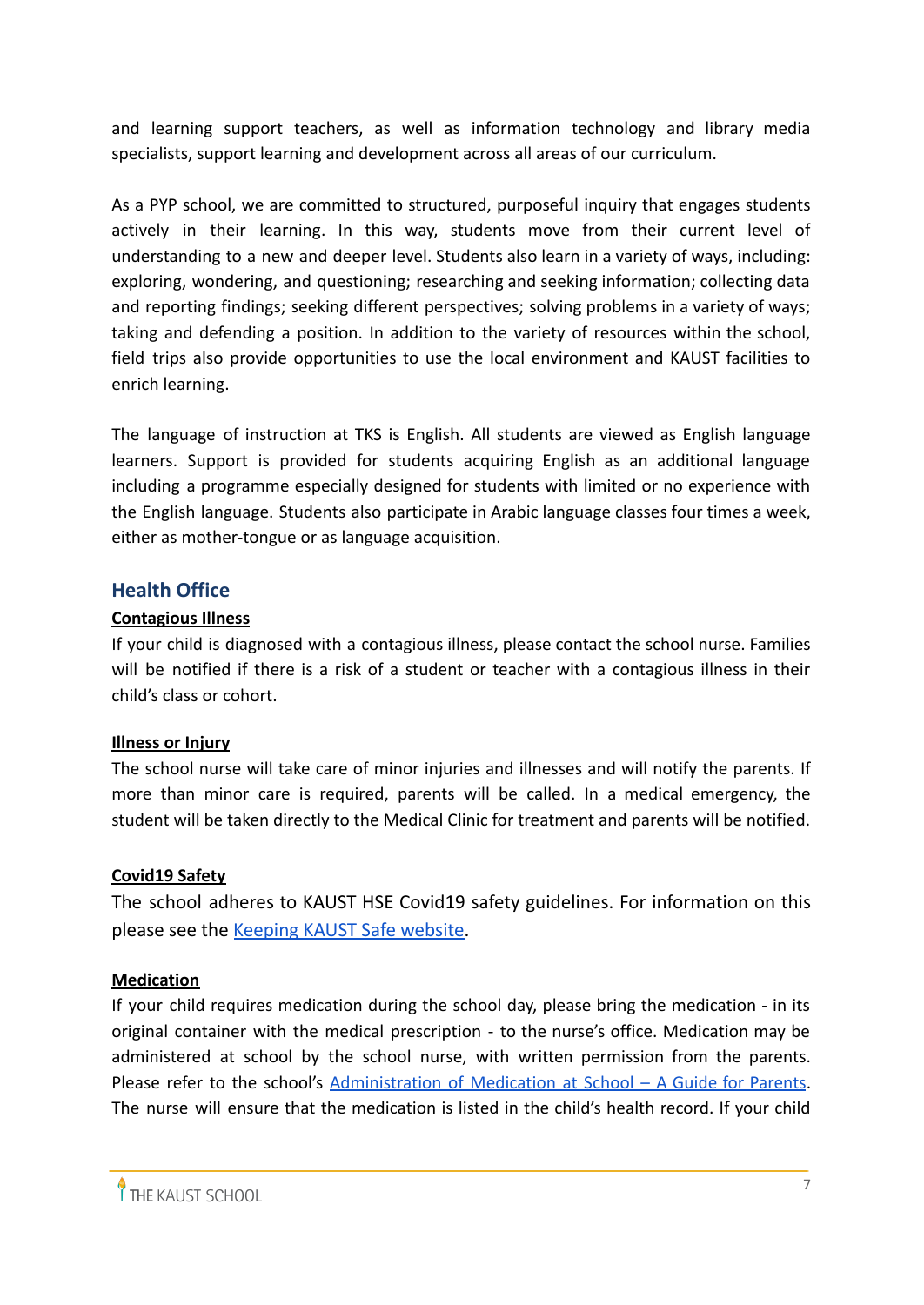and learning support teachers, as well as information technology and library media specialists, support learning and development across all areas of our curriculum.

As a PYP school, we are committed to structured, purposeful inquiry that engages students actively in their learning. In this way, students move from their current level of understanding to a new and deeper level. Students also learn in a variety of ways, including: exploring, wondering, and questioning; researching and seeking information; collecting data and reporting findings; seeking different perspectives; solving problems in a variety of ways; taking and defending a position. In addition to the variety of resources within the school, field trips also provide opportunities to use the local environment and KAUST facilities to enrich learning.

The language of instruction at TKS is English. All students are viewed as English language learners. Support is provided for students acquiring English as an additional language including a programme especially designed for students with limited or no experience with the English language. Students also participate in Arabic language classes four times a week, either as mother-tongue or as language acquisition.

## Health Office

**Contagious Illness**

If your child is diagnosed with a contagious illness, please contact the school nurse. Families will be notified if there is a risk of a student or teacher with a contagious illness in their child's class or cohort.

**Illness or Injury**

The school nurse will take care of minor injuries and illnesses and will notify the parents. If more than minor care is required, parents will be called. In a medical emergency, the student will be taken directly to the Medical Clinic for treatment and parents will be notified.

**Covid19 Safety**

The school adheres to KAUST HSE Covid19 safety guidelines. For information on this please see the Keeping KAUST Safe website.

**Medication**

If your child requires medication during the school day, please bring the medication - in its original container with the medical prescription - to the nurse's office. Medication may be administered at school by the school nurse, with written permission from the parents. Please refer to the school's Administration of Medication at School – A Guide for Parents. The nurse will ensure that the medication is listed in the child's health record. If your child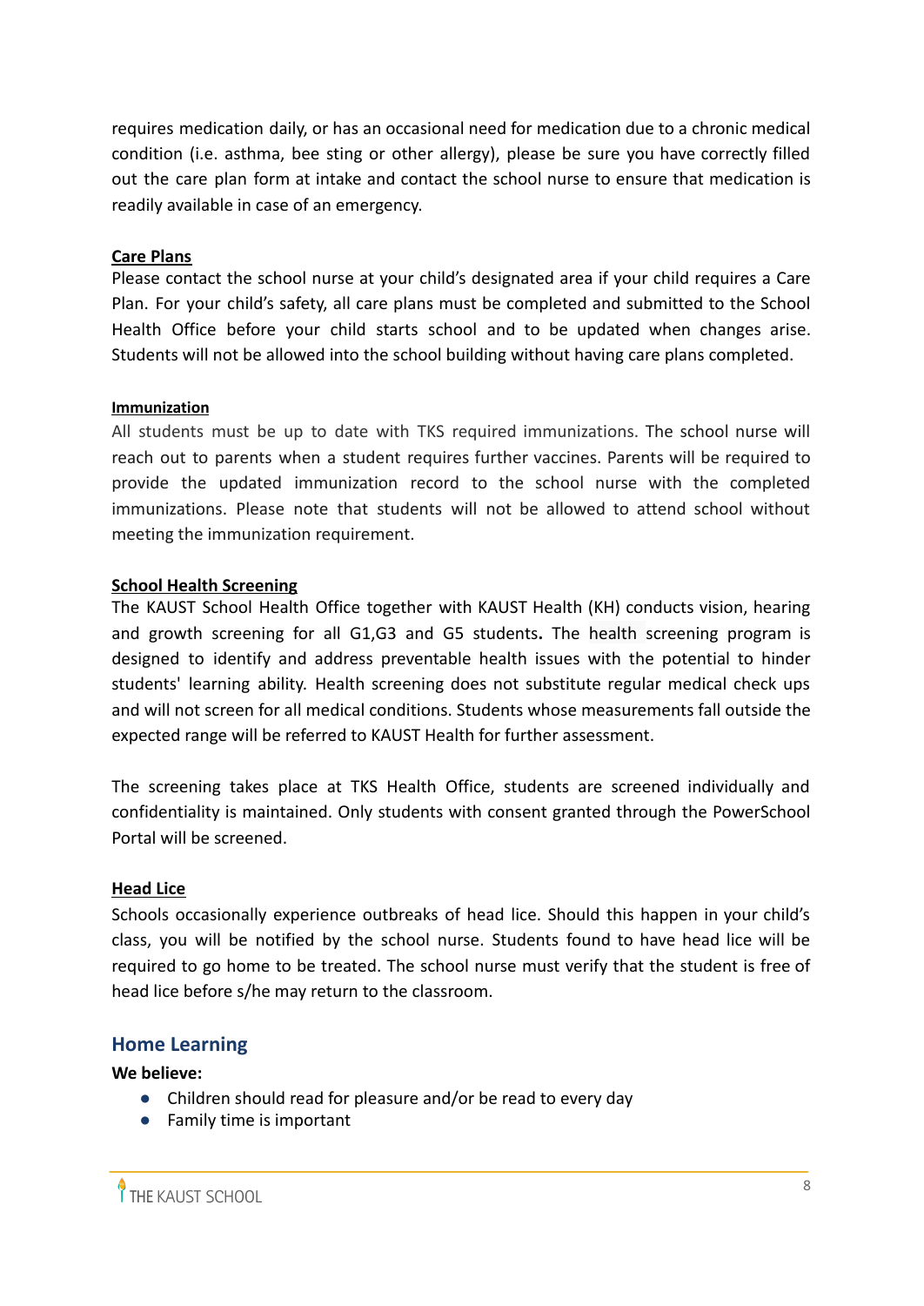requires medication daily, or has an occasional need for medication due to a chronic medical condition (i.e. asthma, bee sting or other allergy), please be sure you have correctly filled out the care plan form at intake and contact the school nurse to ensure that medication is readily available in case of an emergency.

**Care Plans**

Please contact the school nurse at your child's designated area if your child requires a Care Plan. For your child's safety, all care plans must be completed and submitted to the School Health Office before your child starts school and to be updated when changes arise. Students will not be allowed into the school building without having care plans completed.

**Immunization**

All students must be up to date with TKS required immunizations. The school nurse will reach out to parents when a student requires further vaccines. Parents will be required to provide the updated immunization record to the school nurse with the completed immunizations. Please note that students will not be allowed to attend school without meeting the immunization requirement.

**School Health Screening**

The KAUST School Health Office together with KAUST Health (KH) conducts vision, hearing and growth screening for all G1,G3 and G5 students**.** The health screening program is designed to identify and address preventable health issues with the potential to hinder students' learning ability. Health screening does not substitute regular medical check ups and will not screen for all medical conditions. Students whose measurements fall outside the expected range will be referred to KAUST Health for further assessment.

The screening takes place at TKS Health Office, students are screened individually and confidentiality is maintained. Only students with consent granted through the PowerSchool Portal will be screened.

**Head Lice**

Schools occasionally experience outbreaks of head lice. Should this happen in your child's class, you will be notified by the school nurse. Students found to have head lice will be required to go home to be treated. The school nurse must verify that the student is free of head lice before s/he may return to the classroom.

## Home Learning

**We believe:**

- Children should read for pleasure and/or be read to every day
- Family time is important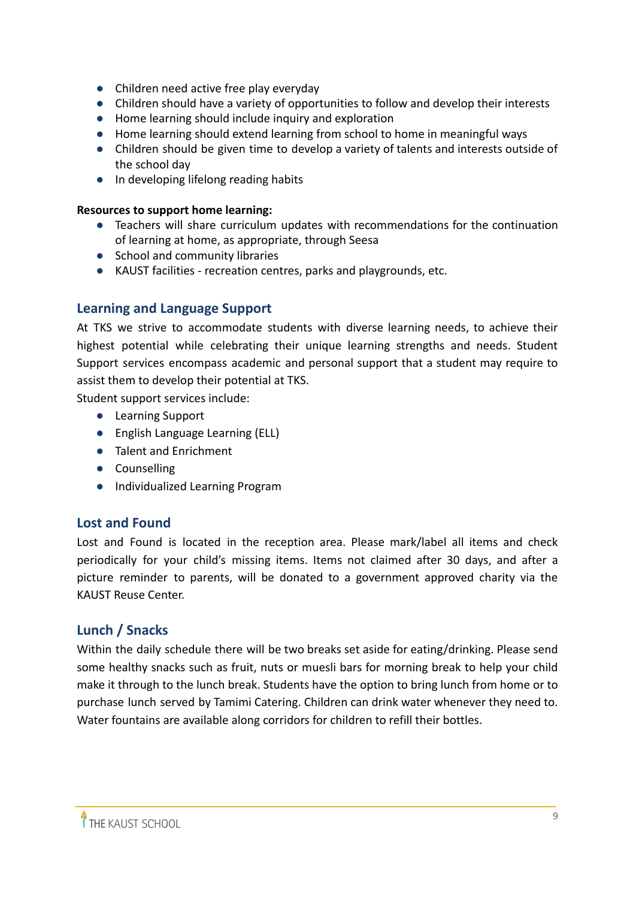- Children need active free play everyday
- Children should have a variety of opportunities to follow and develop their interests
- Home learning should include inquiry and exploration
- Home learning should extend learning from school to home in meaningful ways
- Children should be given time to develop a variety of talents and interests outside of the school day
- In developing lifelong reading habits

**Resources to support home learning:**

- Teachers will share curriculum updates with recommendations for the continuation of learning at home, as appropriate, through Seesa
- School and community libraries
- KAUST facilities - recreation centres, parks and playgrounds, etc.

## Learning and Language Support

At TKS we strive to accommodate students with diverse learning needs, to achieve their highest potential while celebrating their unique learning strengths and needs. Student Support services encompass academic and personal support that a student may require to assist them to develop their potential at TKS.

Student support services include:

- Learning Support
- English Language Learning (ELL)
- Talent and Enrichment
- Counselling
- Individualized Learning Program

## Lost and Found

Lost and Found is located in the reception area. Please mark/label all items and check periodically for your child's missing items. Items not claimed after 30 days, and after a picture reminder to parents, will be donated to a government approved charity via the KAUST Reuse Center.

## Lunch / Snacks

Within the daily schedule there will be two breaks set aside for eating/drinking. Please send some healthy snacks such as fruit, nuts or muesli bars for morning break to help your child make it through to the lunch break. Students have the option to bring lunch from home or to purchase lunch served by Tamimi Catering. Children can drink water whenever they need to. Water fountains are available along corridors for children to refill their bottles.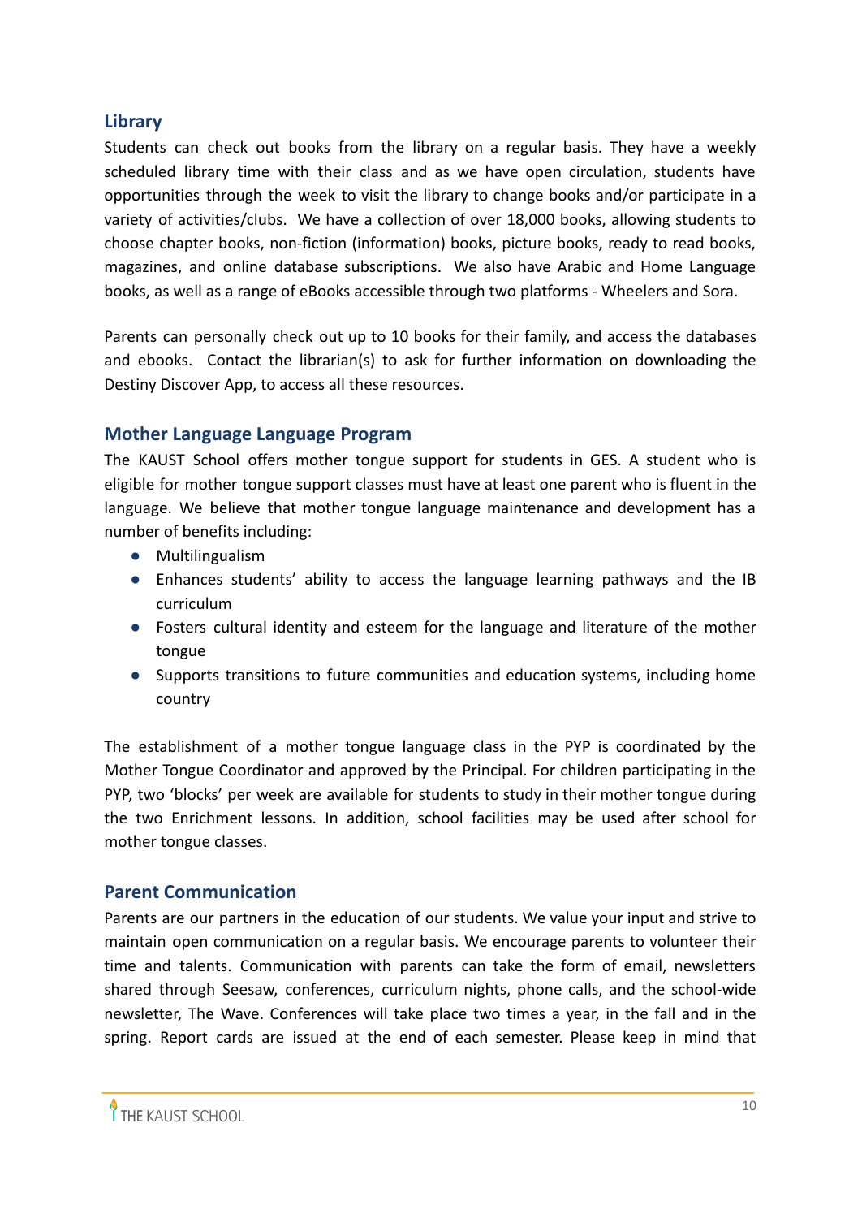## Library

Students can check out books from the library on a regular basis. They have a weekly scheduled library time with their class and as we have open circulation, students have opportunities through the week to visit the library to change books and/or participate in a variety of activities/clubs. We have a collection of over 18,000 books, allowing students to choose chapter books, non-fiction (information) books, picture books, ready to read books, magazines, and online database subscriptions. We also have Arabic and Home Language books, as well as a range of eBooks accessible through two platforms - Wheelers and Sora.

Parents can personally check out up to 10 books for their family, and access the databases and ebooks. Contact the librarian(s) to ask for further information on downloading the Destiny Discover App, to access all these resources.

## Mother Language Language Program

The KAUST School offers mother tongue support for students in GES. A student who is eligible for mother tongue support classes must have at least one parent who is fluent in the language. We believe that mother tongue language maintenance and development has a number of benefits including:

- Multilingualism
- Enhances students' ability to access the language learning pathways and the IB curriculum
- Fosters cultural identity and esteem for the language and literature of the mother tongue
- Supports transitions to future communities and education systems, including home country

The establishment of a mother tongue language class in the PYP is coordinated by the Mother Tongue Coordinator and approved by the Principal. For children participating in the PYP, two 'blocks' per week are available for students to study in their mother tongue during the two Enrichment lessons. In addition, school facilities may be used after school for mother tongue classes.

## Parent Communication

Parents are our partners in the education of our students. We value your input and strive to maintain open communication on a regular basis. We encourage parents to volunteer their time and talents. Communication with parents can take the form of email, newsletters shared through Seesaw, conferences, curriculum nights, phone calls, and the school-wide newsletter, The Wave. Conferences will take place two times a year, in the fall and in the spring. Report cards are issued at the end of each semester. Please keep in mind that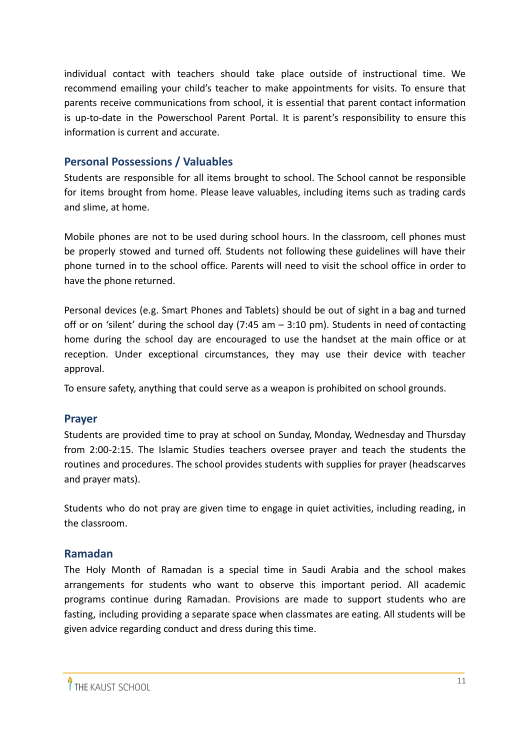individual contact with teachers should take place outside of instructional time. We recommend emailing your child's teacher to make appointments for visits. To ensure that parents receive communications from school, it is essential that parent contact information is up-to-date in the Powerschool Parent Portal. It is parent's responsibility to ensure this information is current and accurate.

## Personal Possessions / Valuables

Students are responsible for all items brought to school. The School cannot be responsible for items brought from home. Please leave valuables, including items such as trading cards and slime, at home.

Mobile phones are not to be used during school hours. In the classroom, cell phones must be properly stowed and turned off. Students not following these guidelines will have their phone turned in to the school office. Parents will need to visit the school office in order to have the phone returned.

Personal devices (e.g. Smart Phones and Tablets) should be out of sight in a bag and turned off or on 'silent' during the school day (7:45 am – 3:10 pm). Students in need of contacting home during the school day are encouraged to use the handset at the main office or at reception. Under exceptional circumstances, they may use their device with teacher approval.

To ensure safety, anything that could serve as a weapon is prohibited on school grounds.

## Prayer

Students are provided time to pray at school on Sunday, Monday, Wednesday and Thursday from 2:00-2:15. The Islamic Studies teachers oversee prayer and teach the students the routines and procedures. The school provides students with supplies for prayer (headscarves and prayer mats).

Students who do not pray are given time to engage in quiet activities, including reading, in the classroom.

## Ramadan

The Holy Month of Ramadan is a special time in Saudi Arabia and the school makes arrangements for students who want to observe this important period. All academic programs continue during Ramadan. Provisions are made to support students who are fasting, including providing a separate space when classmates are eating. All students will be given advice regarding conduct and dress during this time.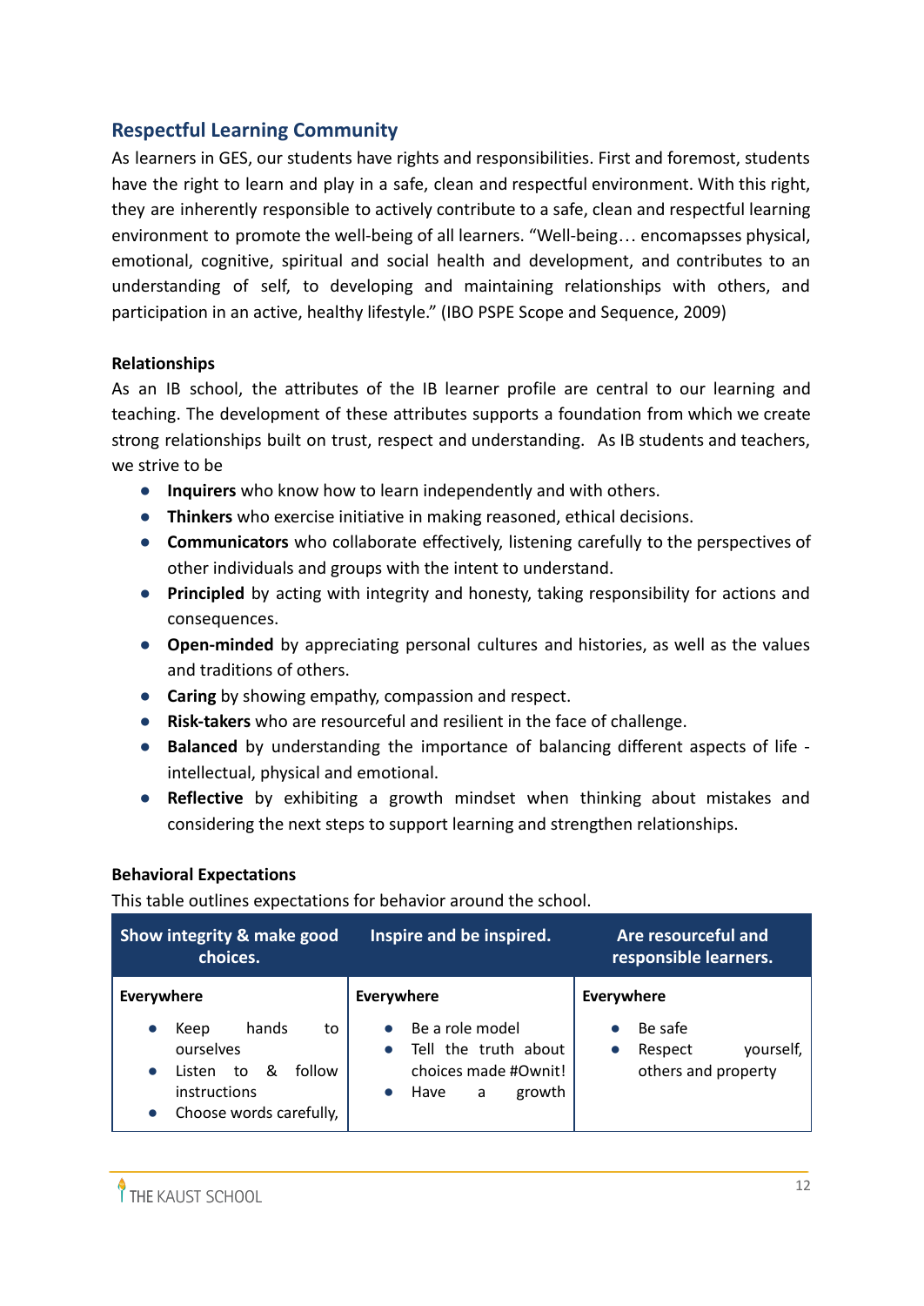## Respectful Learning Community

As learners in GES, our students have rights and responsibilities. First and foremost, students have the right to learn and play in a safe, clean and respectful environment. With this right, they are inherently responsible to actively contribute to a safe, clean and respectful learning environment to promote the well-being of all learners. "Well-being… encomapsses physical, emotional, cognitive, spiritual and social health and development, and contributes to an understanding of self, to developing and maintaining relationships with others, and participation in an active, healthy lifestyle." (IBO PSPE Scope and Sequence, 2009)

### Relationships

As an IB school, the attributes of the IB learner profile are central to our learning and teaching. The development of these attributes supports a foundation from which we create strong relationships built on trust, respect and understanding. As IB students and teachers, we strive to be

- **Inquirers** who know how to learn independently and with others.
- **Thinkers** who exercise initiative in making reasoned, ethical decisions.
- **Communicators** who collaborate effectively, listening carefully to the perspectives of other individuals and groups with the intent to understand.
- **Principled** by acting with integrity and honesty, taking responsibility for actions and consequences.
- **Open-minded** by appreciating personal cultures and histories, as well as the values and traditions of others.
- **Caring** by showing empathy, compassion and respect.
- **Risk-takers** who are resourceful and resilient in the face of challenge.
- **Balanced** by understanding the importance of balancing different aspects of life - intellectual, physical and emotional.
- **Reflective** by exhibiting a growth mindset when thinking about mistakes and considering the next steps to support learning and strengthen relationships.

### Behavioral Expectations

This table outlines expectations for behavior around the school.

| Show integrity & make good choices. | Inspire and be inspired. | Are resourceful and responsible learners. |
|---|---|---|
| **Everywhere**<br>• Keep hands to ourselves<br>• Listen to & follow instructions<br>• Choose words carefully, | **Everywhere**<br>• Be a role model<br>• Tell the truth about choices made #Ownit!<br>• Have a growth | **Everywhere**<br>• Be safe<br>• Respect yourself, others and property |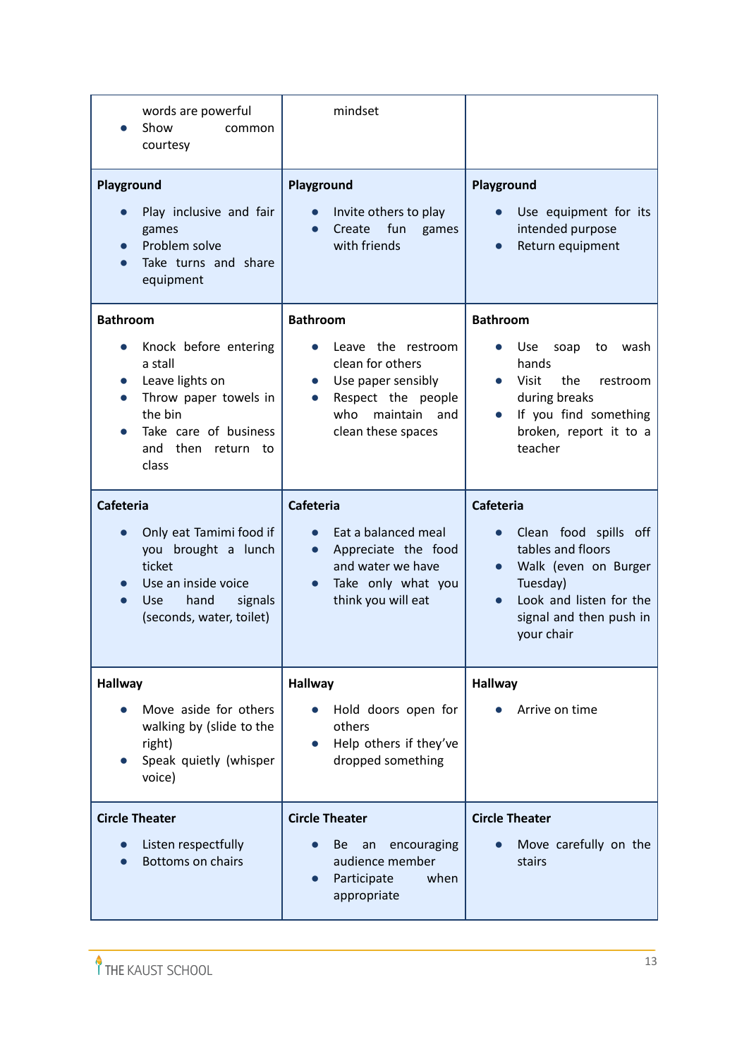| | | |
|---|---|---|
| words are powerful<br>• Show common courtesy | mindset | |
| **Playground**<br>• Play inclusive and fair games<br>• Problem solve<br>• Take turns and share equipment | **Playground**<br>• Invite others to play<br>• Create fun games with friends | **Playground**<br>• Use equipment for its intended purpose<br>• Return equipment |
| **Bathroom**<br>• Knock before entering a stall<br>• Leave lights on<br>• Throw paper towels in the bin<br>• Take care of business and then return to class | **Bathroom**<br>• Leave the restroom clean for others<br>• Use paper sensibly<br>• Respect the people who maintain and clean these spaces | **Bathroom**<br>• Use soap to wash hands<br>• Visit the restroom during breaks<br>• If you find something broken, report it to a teacher |
| **Cafeteria**<br>• Only eat Tamimi food if you brought a lunch ticket<br>• Use an inside voice<br>• Use hand signals (seconds, water, toilet) | **Cafeteria**<br>• Eat a balanced meal<br>• Appreciate the food and water we have<br>• Take only what you think you will eat | **Cafeteria**<br>• Clean food spills off tables and floors<br>• Walk (even on Burger Tuesday)<br>• Look and listen for the signal and then push in your chair |
| **Hallway**<br>• Move aside for others walking by (slide to the right)<br>• Speak quietly (whisper voice) | **Hallway**<br>• Hold doors open for others<br>• Help others if they've dropped something | **Hallway**<br>• Arrive on time |
| **Circle Theater**<br>• Listen respectfully<br>• Bottoms on chairs | **Circle Theater**<br>• Be an encouraging audience member<br>• Participate when appropriate | **Circle Theater**<br>• Move carefully on the stairs |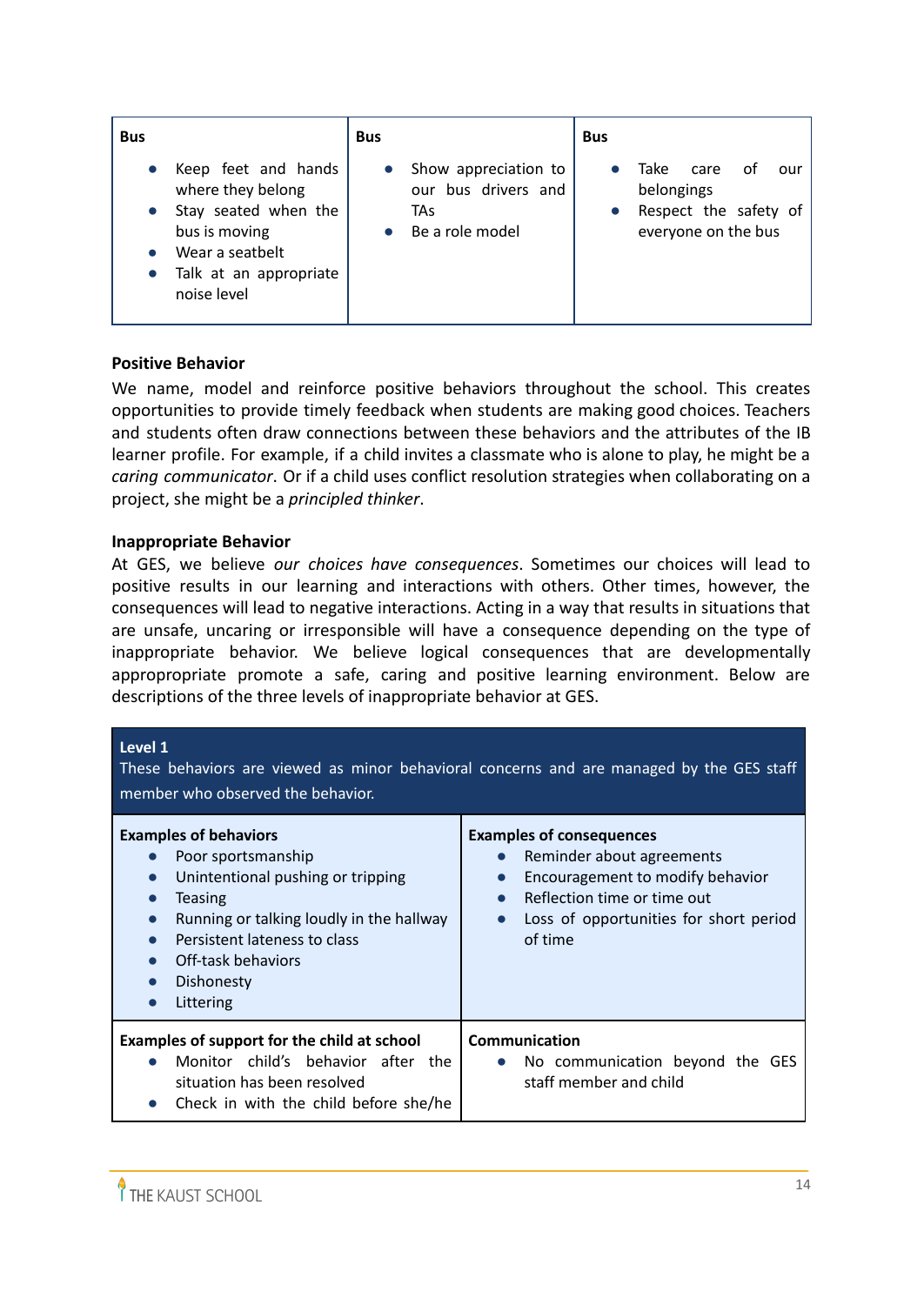| Bus | Bus | Bus |
|---|---|---|
| • Keep feet and hands where they belong<br>• Stay seated when the bus is moving<br>• Wear a seatbelt<br>• Talk at an appropriate noise level | • Show appreciation to our bus drivers and TAs<br>• Be a role model | • Take care of our belongings<br>• Respect the safety of everyone on the bus |

**Positive Behavior**

We name, model and reinforce positive behaviors throughout the school. This creates opportunities to provide timely feedback when students are making good choices. Teachers and students often draw connections between these behaviors and the attributes of the IB learner profile. For example, if a child invites a classmate who is alone to play, he might be a *caring communicator*. Or if a child uses conflict resolution strategies when collaborating on a project, she might be a *principled thinker*.

**Inappropriate Behavior**

At GES, we believe *our choices have consequences*. Sometimes our choices will lead to positive results in our learning and interactions with others. Other times, however, the consequences will lead to negative interactions. Acting in a way that results in situations that are unsafe, uncaring or irresponsible will have a consequence depending on the type of inappropriate behavior. We believe logical consequences that are developmentally appropropriate promote a safe, caring and positive learning environment. Below are descriptions of the three levels of inappropriate behavior at GES.

| **Level 1**<br>These behaviors are viewed as minor behavioral concerns and are managed by the GES staff member who observed the behavior. | |
|---|---|
| **Examples of behaviors**<br>• Poor sportsmanship<br>• Unintentional pushing or tripping<br>• Teasing<br>• Running or talking loudly in the hallway<br>• Persistent lateness to class<br>• Off-task behaviors<br>• Dishonesty<br>• Littering | **Examples of consequences**<br>• Reminder about agreements<br>• Encouragement to modify behavior<br>• Reflection time or time out<br>• Loss of opportunities for short period of time |
| **Examples of support for the child at school**<br>• Monitor child's behavior after the situation has been resolved<br>• Check in with the child before she/he | **Communication**<br>• No communication beyond the GES staff member and child |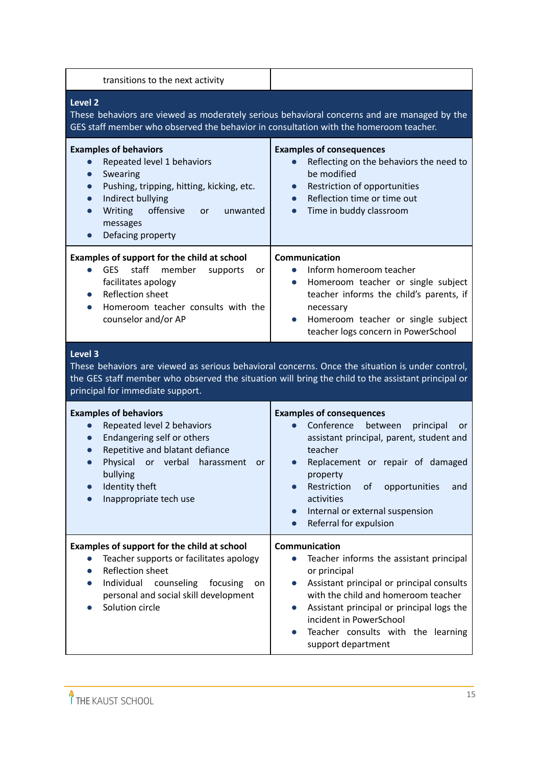| transitions to the next activity | |
|---|---|
| **Level 2**<br>These behaviors are viewed as moderately serious behavioral concerns and are managed by the GES staff member who observed the behavior in consultation with the homeroom teacher. | |
| **Examples of behaviors**<br>• Repeated level 1 behaviors<br>• Swearing<br>• Pushing, tripping, hitting, kicking, etc.<br>• Indirect bullying<br>• Writing offensive or unwanted messages<br>• Defacing property | **Examples of consequences**<br>• Reflecting on the behaviors the need to be modified<br>• Restriction of opportunities<br>• Reflection time or time out<br>• Time in buddy classroom |
| **Examples of support for the child at school**<br>• GES staff member supports or facilitates apology<br>• Reflection sheet<br>• Homeroom teacher consults with the counselor and/or AP | **Communication**<br>• Inform homeroom teacher<br>• Homeroom teacher or single subject teacher informs the child's parents, if necessary<br>• Homeroom teacher or single subject teacher logs concern in PowerSchool |
| **Level 3**<br>These behaviors are viewed as serious behavioral concerns. Once the situation is under control, the GES staff member who observed the situation will bring the child to the assistant principal or principal for immediate support. | |
| **Examples of behaviors**<br>• Repeated level 2 behaviors<br>• Endangering self or others<br>• Repetitive and blatant defiance<br>• Physical or verbal harassment or bullying<br>• Identity theft<br>• Inappropriate tech use | **Examples of consequences**<br>• Conference between principal or assistant principal, parent, student and teacher<br>• Replacement or repair of damaged property<br>• Restriction of opportunities and activities<br>• Internal or external suspension<br>• Referral for expulsion |
| **Examples of support for the child at school**<br>• Teacher supports or facilitates apology<br>• Reflection sheet<br>• Individual counseling focusing on personal and social skill development<br>• Solution circle | **Communication**<br>• Teacher informs the assistant principal or principal<br>• Assistant principal or principal consults with the child and homeroom teacher<br>• Assistant principal or principal logs the incident in PowerSchool<br>• Teacher consults with the learning support department |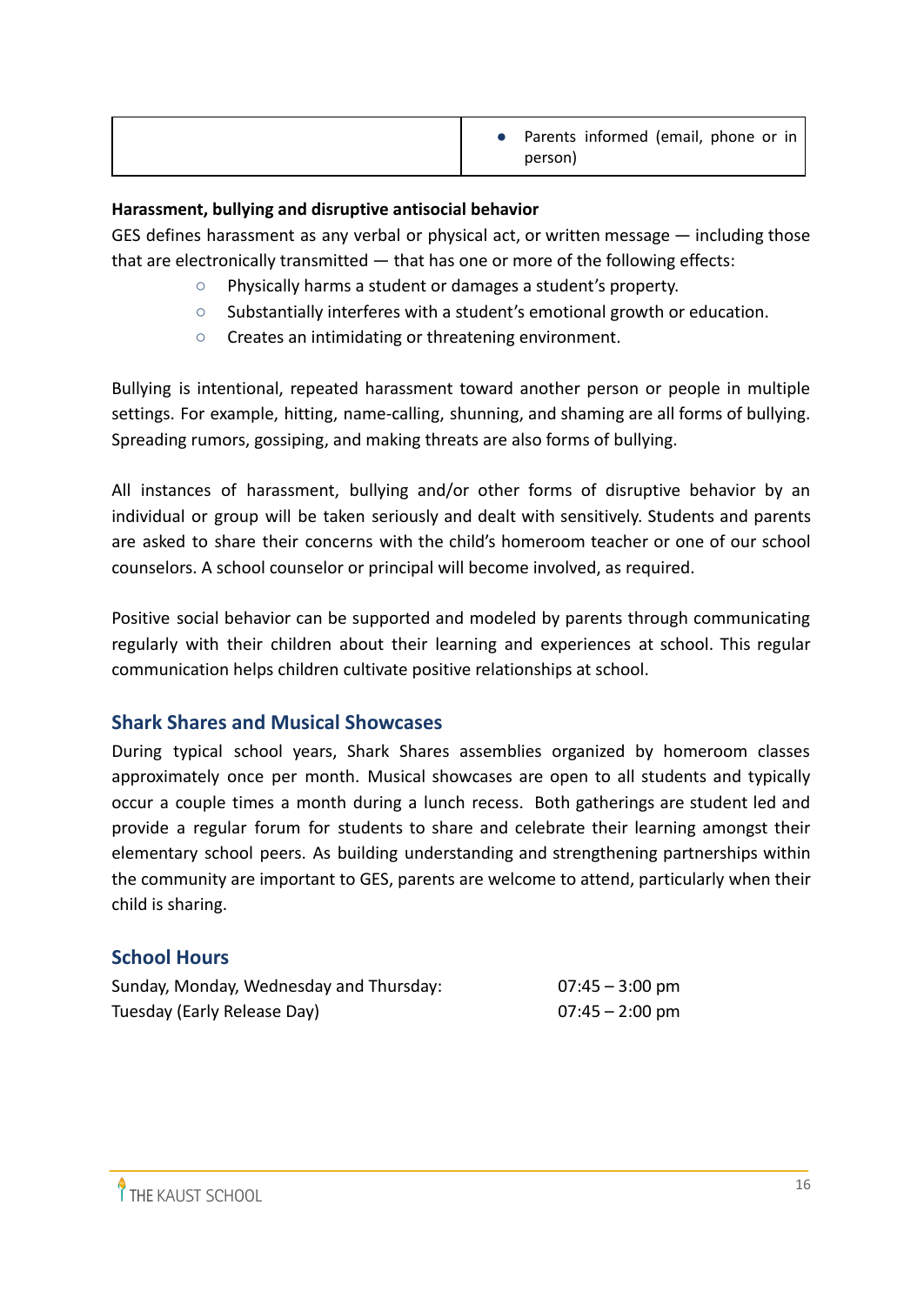| | |
|---|---|
| | • Parents informed (email, phone or in person) |

**Harassment, bullying and disruptive antisocial behavior**

GES defines harassment as any verbal or physical act, or written message — including those that are electronically transmitted — that has one or more of the following effects:

- Physically harms a student or damages a student's property.
- Substantially interferes with a student's emotional growth or education.
- Creates an intimidating or threatening environment.

Bullying is intentional, repeated harassment toward another person or people in multiple settings. For example, hitting, name-calling, shunning, and shaming are all forms of bullying. Spreading rumors, gossiping, and making threats are also forms of bullying.

All instances of harassment, bullying and/or other forms of disruptive behavior by an individual or group will be taken seriously and dealt with sensitively. Students and parents are asked to share their concerns with the child's homeroom teacher or one of our school counselors. A school counselor or principal will become involved, as required.

Positive social behavior can be supported and modeled by parents through communicating regularly with their children about their learning and experiences at school. This regular communication helps children cultivate positive relationships at school.

## Shark Shares and Musical Showcases

During typical school years, Shark Shares assemblies organized by homeroom classes approximately once per month. Musical showcases are open to all students and typically occur a couple times a month during a lunch recess. Both gatherings are student led and provide a regular forum for students to share and celebrate their learning amongst their elementary school peers. As building understanding and strengthening partnerships within the community are important to GES, parents are welcome to attend, particularly when their child is sharing.

## School Hours

| | |
|---|---|
| Sunday, Monday, Wednesday and Thursday: | 07:45 – 3:00 pm |
| Tuesday (Early Release Day) | 07:45 – 2:00 pm |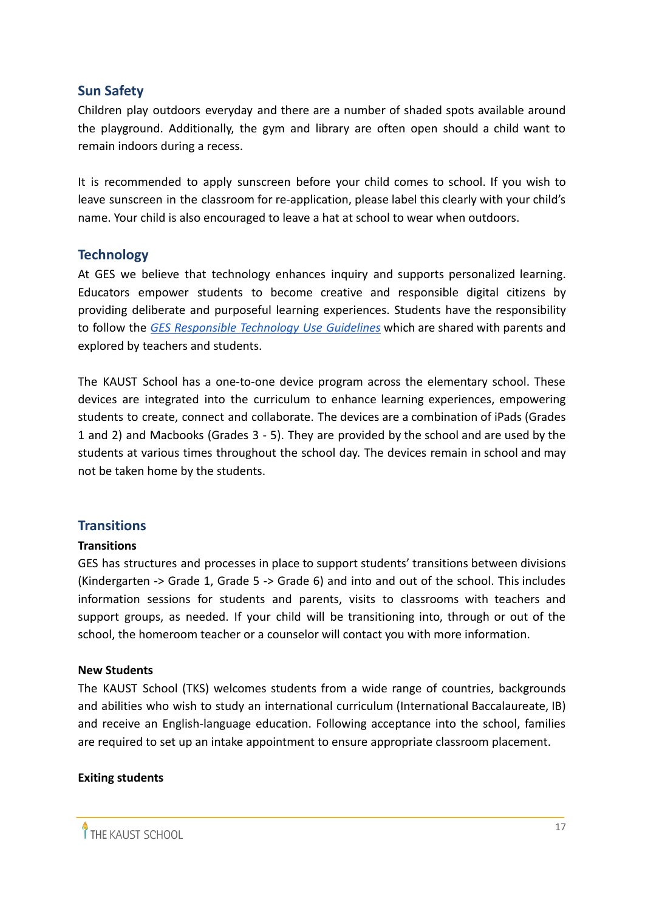## Sun Safety

Children play outdoors everyday and there are a number of shaded spots available around the playground. Additionally, the gym and library are often open should a child want to remain indoors during a recess.

It is recommended to apply sunscreen before your child comes to school. If you wish to leave sunscreen in the classroom for re-application, please label this clearly with your child's name. Your child is also encouraged to leave a hat at school to wear when outdoors.

## Technology

At GES we believe that technology enhances inquiry and supports personalized learning. Educators empower students to become creative and responsible digital citizens by providing deliberate and purposeful learning experiences. Students have the responsibility to follow the *GES Responsible Technology Use Guidelines* which are shared with parents and explored by teachers and students.

The KAUST School has a one-to-one device program across the elementary school. These devices are integrated into the curriculum to enhance learning experiences, empowering students to create, connect and collaborate. The devices are a combination of iPads (Grades 1 and 2) and Macbooks (Grades 3 - 5). They are provided by the school and are used by the students at various times throughout the school day. The devices remain in school and may not be taken home by the students.

## Transitions

**Transitions**

GES has structures and processes in place to support students' transitions between divisions (Kindergarten -> Grade 1, Grade 5 -> Grade 6) and into and out of the school. This includes information sessions for students and parents, visits to classrooms with teachers and support groups, as needed. If your child will be transitioning into, through or out of the school, the homeroom teacher or a counselor will contact you with more information.

**New Students**

The KAUST School (TKS) welcomes students from a wide range of countries, backgrounds and abilities who wish to study an international curriculum (International Baccalaureate, IB) and receive an English-language education. Following acceptance into the school, families are required to set up an intake appointment to ensure appropriate classroom placement.

**Exiting students**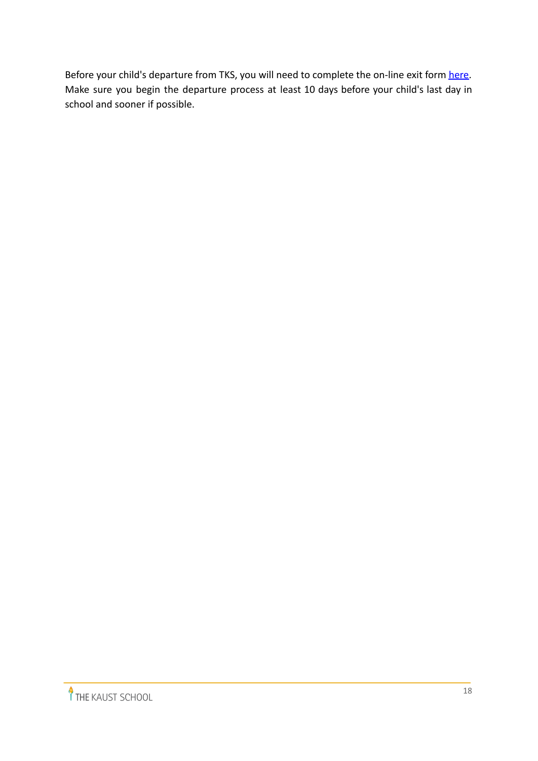Before your child's departure from TKS, you will need to complete the on-line exit form here. Make sure you begin the departure process at least 10 days before your child's last day in school and sooner if possible.